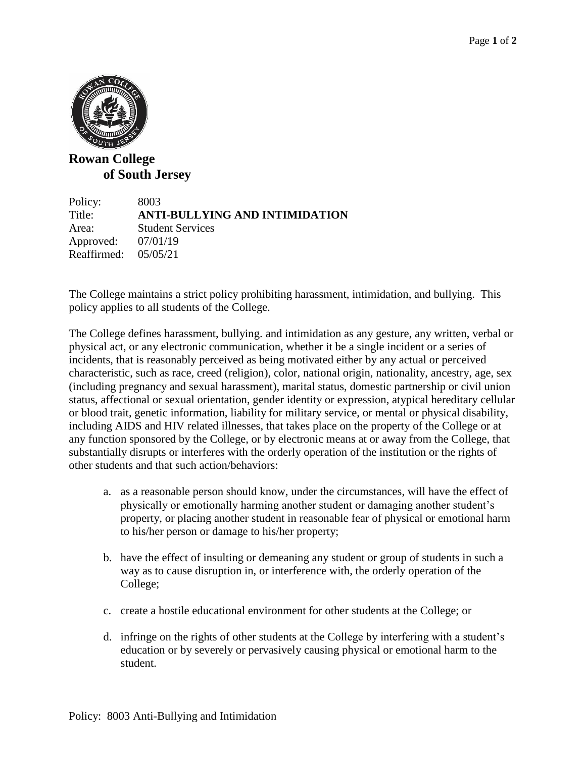**Rowan College of South Jersey**

Policy: 8003
Title: **ANTI-BULLYING AND INTIMIDATION**
Area: Student Services
Approved: 07/01/19
Reaffirmed: 05/05/21

The College maintains a strict policy prohibiting harassment, intimidation, and bullying. This policy applies to all students of the College.

The College defines harassment, bullying. and intimidation as any gesture, any written, verbal or physical act, or any electronic communication, whether it be a single incident or a series of incidents, that is reasonably perceived as being motivated either by any actual or perceived characteristic, such as race, creed (religion), color, national origin, nationality, ancestry, age, sex (including pregnancy and sexual harassment), marital status, domestic partnership or civil union status, affectional or sexual orientation, gender identity or expression, atypical hereditary cellular or blood trait, genetic information, liability for military service, or mental or physical disability, including AIDS and HIV related illnesses, that takes place on the property of the College or at any function sponsored by the College, or by electronic means at or away from the College, that substantially disrupts or interferes with the orderly operation of the institution or the rights of other students and that such action/behaviors:

a. as a reasonable person should know, under the circumstances, will have the effect of physically or emotionally harming another student or damaging another student's property, or placing another student in reasonable fear of physical or emotional harm to his/her person or damage to his/her property;

b. have the effect of insulting or demeaning any student or group of students in such a way as to cause disruption in, or interference with, the orderly operation of the College;

c. create a hostile educational environment for other students at the College; or

d. infringe on the rights of other students at the College by interfering with a student's education or by severely or pervasively causing physical or emotional harm to the student.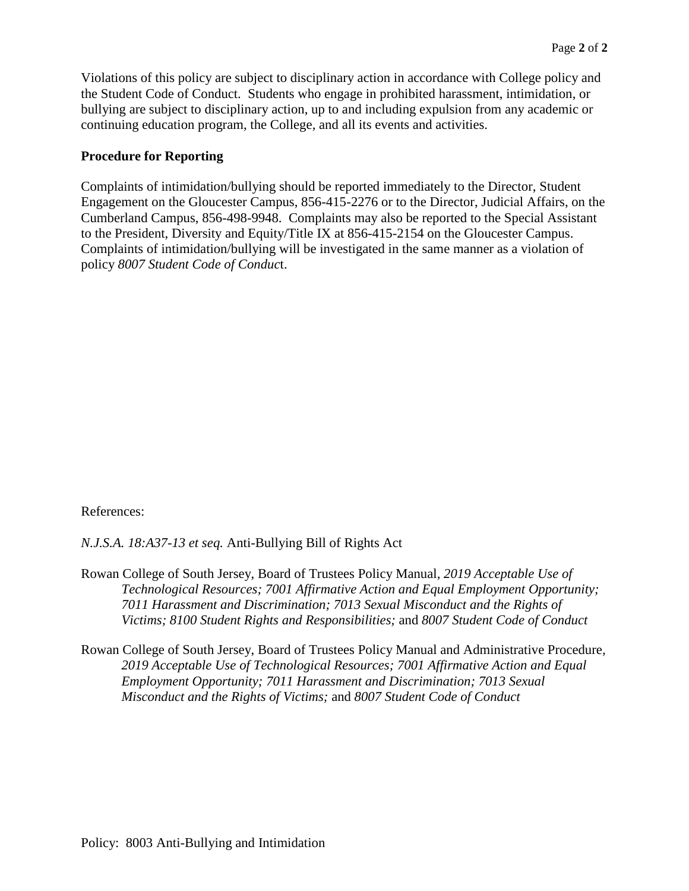Violations of this policy are subject to disciplinary action in accordance with College policy and the Student Code of Conduct. Students who engage in prohibited harassment, intimidation, or bullying are subject to disciplinary action, up to and including expulsion from any academic or continuing education program, the College, and all its events and activities.

**Procedure for Reporting**

Complaints of intimidation/bullying should be reported immediately to the Director, Student Engagement on the Gloucester Campus, 856-415-2276 or to the Director, Judicial Affairs, on the Cumberland Campus, 856-498-9948. Complaints may also be reported to the Special Assistant to the President, Diversity and Equity/Title IX at 856-415-2154 on the Gloucester Campus. Complaints of intimidation/bullying will be investigated in the same manner as a violation of policy *8007 Student Code of Conduc*t.

References:

*N.J.S.A. 18:A37-13 et seq.* Anti-Bullying Bill of Rights Act

Rowan College of South Jersey, Board of Trustees Policy Manual, *2019 Acceptable Use of Technological Resources; 7001 Affirmative Action and Equal Employment Opportunity; 7011 Harassment and Discrimination; 7013 Sexual Misconduct and the Rights of Victims; 8100 Student Rights and Responsibilities;* and *8007 Student Code of Conduct*

Rowan College of South Jersey, Board of Trustees Policy Manual and Administrative Procedure, *2019 Acceptable Use of Technological Resources; 7001 Affirmative Action and Equal Employment Opportunity; 7011 Harassment and Discrimination; 7013 Sexual Misconduct and the Rights of Victims;* and *8007 Student Code of Conduct*

Policy: 8003 Anti-Bullying and Intimidation